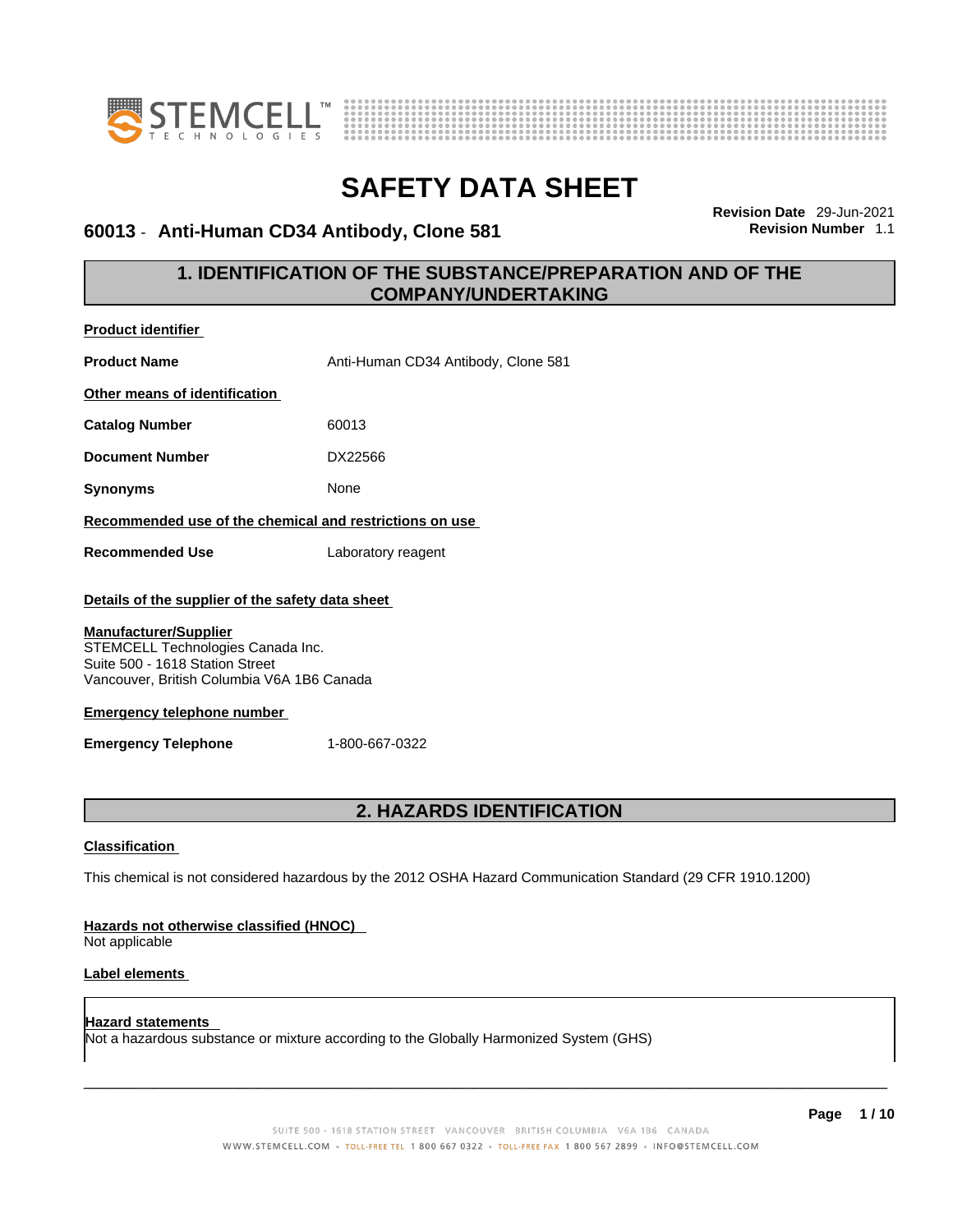# SAFETY DATA SHEET

**60013 - Anti-Human CD34 Antibody, Clone 581**

**Revision Date** 29-Jun-2021
**Revision Number** 1.1

## 1. IDENTIFICATION OF THE SUBSTANCE/PREPARATION AND OF THE COMPANY/UNDERTAKING

**Product identifier**

**Product Name** Anti-Human CD34 Antibody, Clone 581

**Other means of identification**

**Catalog Number** 60013

**Document Number** DX22566

**Synonyms** None

**Recommended use of the chemical and restrictions on use**

**Recommended Use** Laboratory reagent

**Details of the supplier of the safety data sheet**

**Manufacturer/Supplier**
STEMCELL Technologies Canada Inc.
Suite 500 - 1618 Station Street
Vancouver, British Columbia V6A 1B6 Canada

**Emergency telephone number**

**Emergency Telephone** 1-800-667-0322

## 2. HAZARDS IDENTIFICATION

**Classification**

This chemical is not considered hazardous by the 2012 OSHA Hazard Communication Standard (29 CFR 1910.1200)

**Hazards not otherwise classified (HNOC)**
Not applicable

**Label elements**

**Hazard statements**
Not a hazardous substance or mixture according to the Globally Harmonized System (GHS)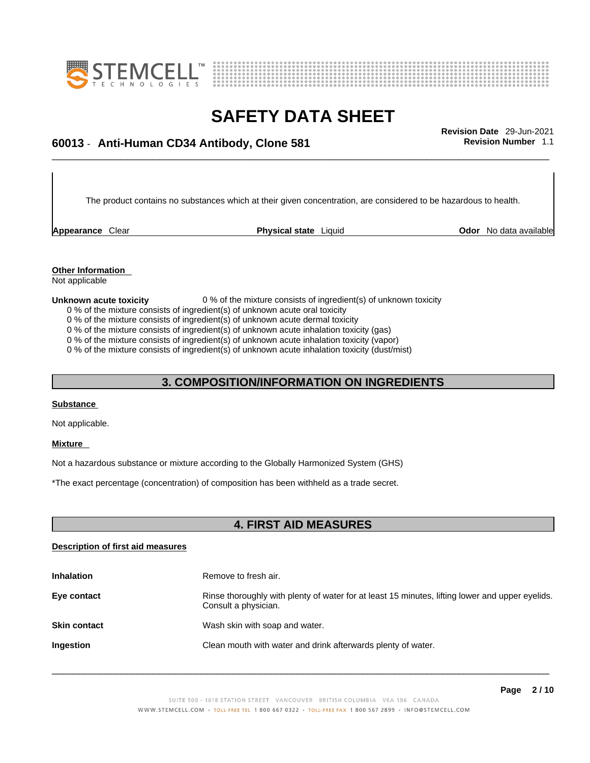The product contains no substances which at their given concentration, are considered to be hazardous to health.

| **Appearance** Clear | **Physical state** Liquid | **Odor** No data available |
|---|---|---|

**Other Information**
Not applicable

**Unknown acute toxicity** 0 % of the mixture consists of ingredient(s) of unknown toxicity

0 % of the mixture consists of ingredient(s) of unknown acute oral toxicity
0 % of the mixture consists of ingredient(s) of unknown acute dermal toxicity
0 % of the mixture consists of ingredient(s) of unknown acute inhalation toxicity (gas)
0 % of the mixture consists of ingredient(s) of unknown acute inhalation toxicity (vapor)
0 % of the mixture consists of ingredient(s) of unknown acute inhalation toxicity (dust/mist)

## 3. COMPOSITION/INFORMATION ON INGREDIENTS

**Substance**

Not applicable.

**Mixture**

Not a hazardous substance or mixture according to the Globally Harmonized System (GHS)

*The exact percentage (concentration) of composition has been withheld as a trade secret.

## 4. FIRST AID MEASURES

**Description of first aid measures**

| | |
|---|---|
| **Inhalation** | Remove to fresh air. |
| **Eye contact** | Rinse thoroughly with plenty of water for at least 15 minutes, lifting lower and upper eyelids. Consult a physician. |
| **Skin contact** | Wash skin with soap and water. |
| **Ingestion** | Clean mouth with water and drink afterwards plenty of water. |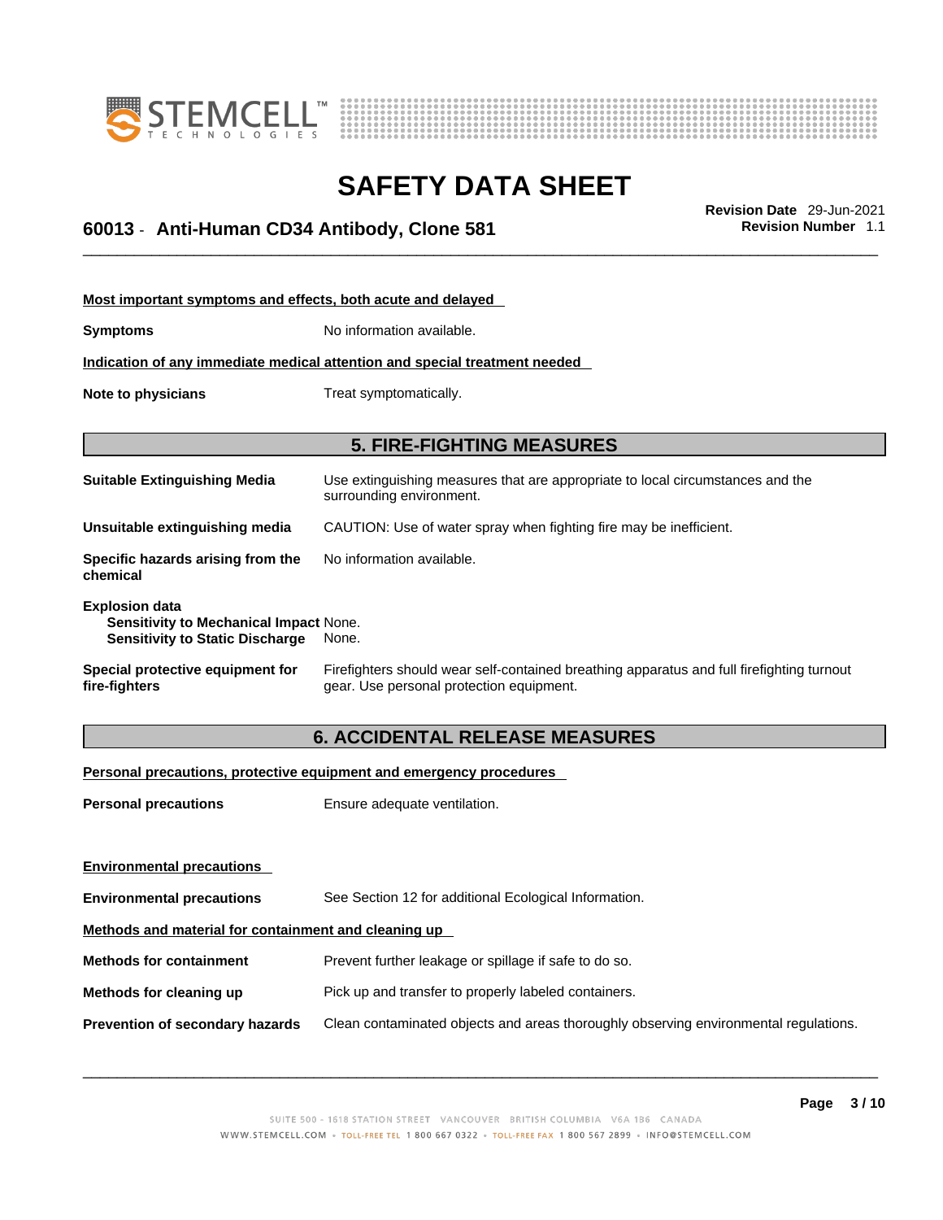**Most important symptoms and effects, both acute and delayed**

**Symptoms** No information available.

**Indication of any immediate medical attention and special treatment needed**

**Note to physicians** Treat symptomatically.

## 5. FIRE-FIGHTING MEASURES

**Suitable Extinguishing Media** Use extinguishing measures that are appropriate to local circumstances and the surrounding environment.

**Unsuitable extinguishing media** CAUTION: Use of water spray when fighting fire may be inefficient.

**Specific hazards arising from the chemical** No information available.

**Explosion data**
**Sensitivity to Mechanical Impact** None.
**Sensitivity to Static Discharge** None.

**Special protective equipment for fire-fighters** Firefighters should wear self-contained breathing apparatus and full firefighting turnout gear. Use personal protection equipment.

## 6. ACCIDENTAL RELEASE MEASURES

**Personal precautions, protective equipment and emergency procedures**

**Personal precautions** Ensure adequate ventilation.

**Environmental precautions**

**Environmental precautions** See Section 12 for additional Ecological Information.

**Methods and material for containment and cleaning up**

**Methods for containment** Prevent further leakage or spillage if safe to do so.

**Methods for cleaning up** Pick up and transfer to properly labeled containers.

**Prevention of secondary hazards** Clean contaminated objects and areas thoroughly observing environmental regulations.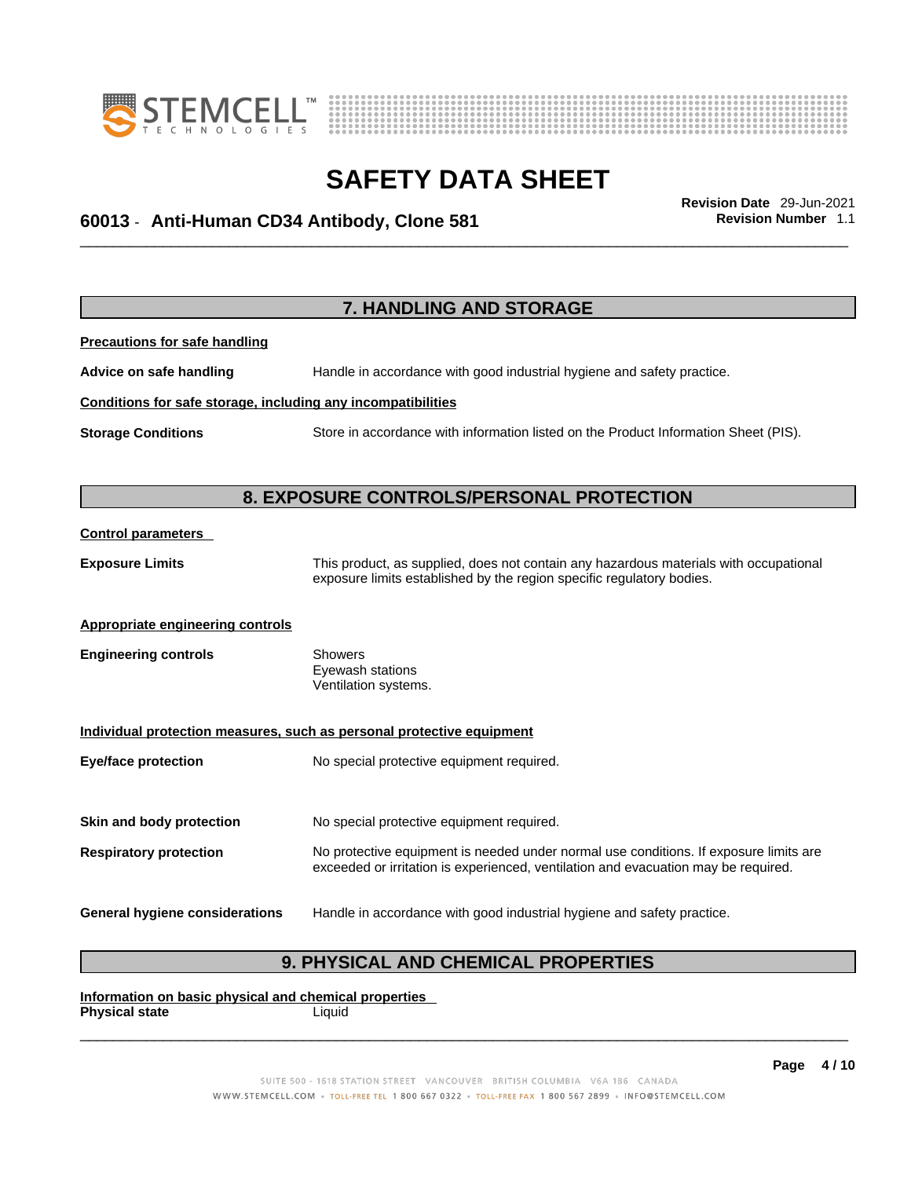## 7. HANDLING AND STORAGE

**Precautions for safe handling**

**Advice on safe handling** Handle in accordance with good industrial hygiene and safety practice.

**Conditions for safe storage, including any incompatibilities**

**Storage Conditions** Store in accordance with information listed on the Product Information Sheet (PIS).

## 8. EXPOSURE CONTROLS/PERSONAL PROTECTION

**Control parameters**

**Exposure Limits** This product, as supplied, does not contain any hazardous materials with occupational exposure limits established by the region specific regulatory bodies.

**Appropriate engineering controls**

**Engineering controls** Showers
Eyewash stations
Ventilation systems.

**Individual protection measures, such as personal protective equipment**

**Eye/face protection** No special protective equipment required.

**Skin and body protection** No special protective equipment required.

**Respiratory protection** No protective equipment is needed under normal use conditions. If exposure limits are exceeded or irritation is experienced, ventilation and evacuation may be required.

**General hygiene considerations** Handle in accordance with good industrial hygiene and safety practice.

## 9. PHYSICAL AND CHEMICAL PROPERTIES

**Information on basic physical and chemical properties**

**Physical state** Liquid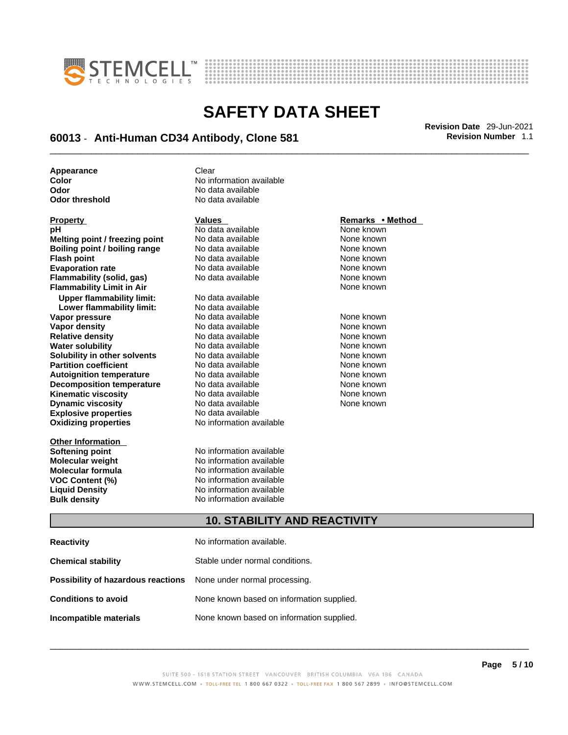| | |
|---|---|
| **Appearance** | Clear |
| **Color** | No information available |
| **Odor** | No data available |
| **Odor threshold** | No data available |

| Property | Values | Remarks • Method |
|---|---|---|
| **pH** | No data available | None known |
| **Melting point / freezing point** | No data available | None known |
| **Boiling point / boiling range** | No data available | None known |
| **Flash point** | No data available | None known |
| **Evaporation rate** | No data available | None known |
| **Flammability (solid, gas)** | No data available | None known |
| **Flammability Limit in Air** | | None known |
| **Upper flammability limit:** | No data available | |
| **Lower flammability limit:** | No data available | |
| **Vapor pressure** | No data available | None known |
| **Vapor density** | No data available | None known |
| **Relative density** | No data available | None known |
| **Water solubility** | No data available | None known |
| **Solubility in other solvents** | No data available | None known |
| **Partition coefficient** | No data available | None known |
| **Autoignition temperature** | No data available | None known |
| **Decomposition temperature** | No data available | None known |
| **Kinematic viscosity** | No data available | None known |
| **Dynamic viscosity** | No data available | None known |
| **Explosive properties** | No data available | |
| **Oxidizing properties** | No information available | |

| Other Information | |
|---|---|
| **Softening point** | No information available |
| **Molecular weight** | No information available |
| **Molecular formula** | No information available |
| **VOC Content (%)** | No information available |
| **Liquid Density** | No information available |
| **Bulk density** | No information available |

## 10. STABILITY AND REACTIVITY

| | |
|---|---|
| **Reactivity** | No information available. |
| **Chemical stability** | Stable under normal conditions. |
| **Possibility of hazardous reactions** | None under normal processing. |
| **Conditions to avoid** | None known based on information supplied. |
| **Incompatible materials** | None known based on information supplied. |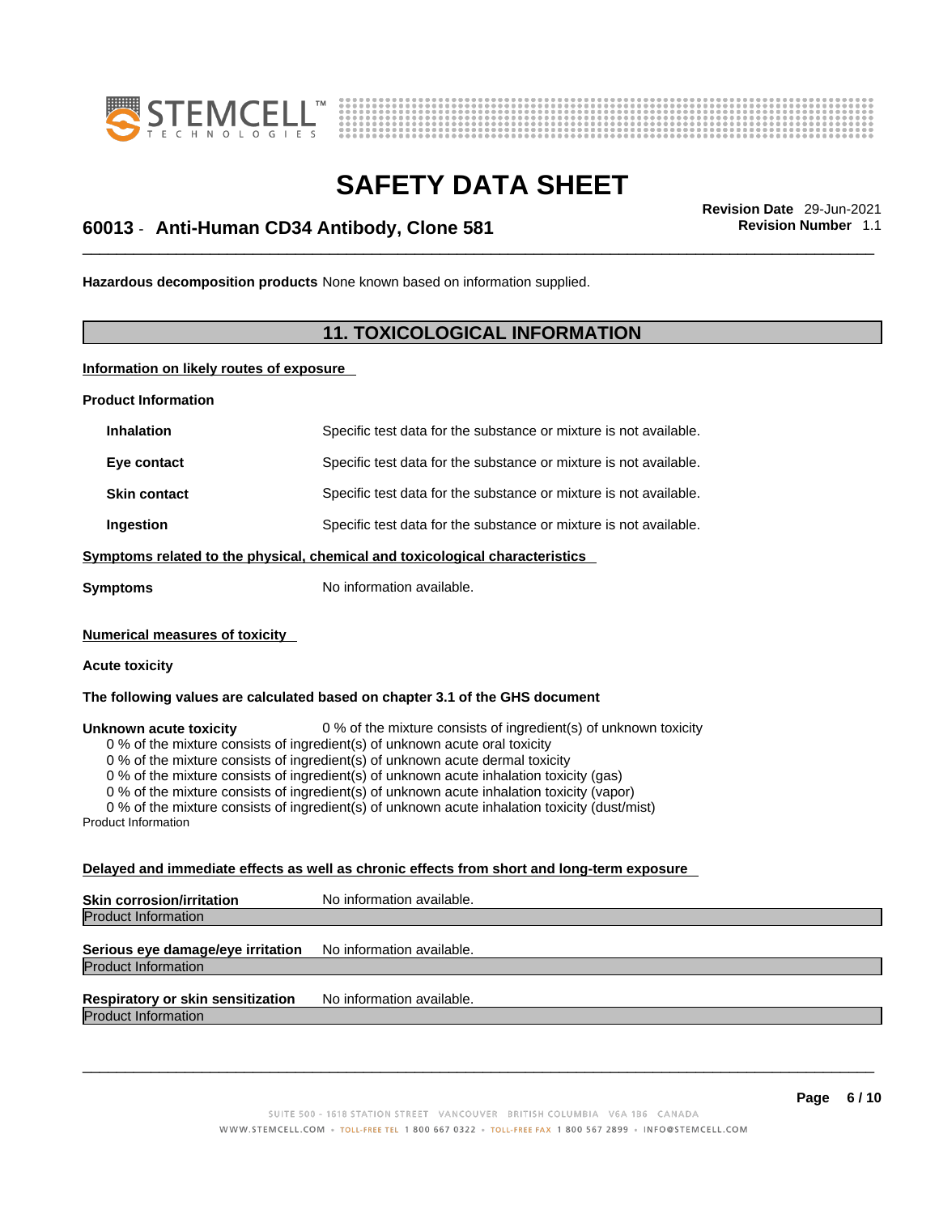**Hazardous decomposition products** None known based on information supplied.

## 11. TOXICOLOGICAL INFORMATION

**Information on likely routes of exposure**

**Product Information**

| | |
|---|---|
| **Inhalation** | Specific test data for the substance or mixture is not available. |
| **Eye contact** | Specific test data for the substance or mixture is not available. |
| **Skin contact** | Specific test data for the substance or mixture is not available. |
| **Ingestion** | Specific test data for the substance or mixture is not available. |

**Symptoms related to the physical, chemical and toxicological characteristics**

**Symptoms** No information available.

**Numerical measures of toxicity**

**Acute toxicity**

**The following values are calculated based on chapter 3.1 of the GHS document**

**Unknown acute toxicity** 0 % of the mixture consists of ingredient(s) of unknown toxicity

0 % of the mixture consists of ingredient(s) of unknown acute oral toxicity
0 % of the mixture consists of ingredient(s) of unknown acute dermal toxicity
0 % of the mixture consists of ingredient(s) of unknown acute inhalation toxicity (gas)
0 % of the mixture consists of ingredient(s) of unknown acute inhalation toxicity (vapor)
0 % of the mixture consists of ingredient(s) of unknown acute inhalation toxicity (dust/mist)

Product Information

**Delayed and immediate effects as well as chronic effects from short and long-term exposure**

**Skin corrosion/irritation** No information available.
Product Information

**Serious eye damage/eye irritation** No information available.
Product Information

**Respiratory or skin sensitization** No information available.
Product Information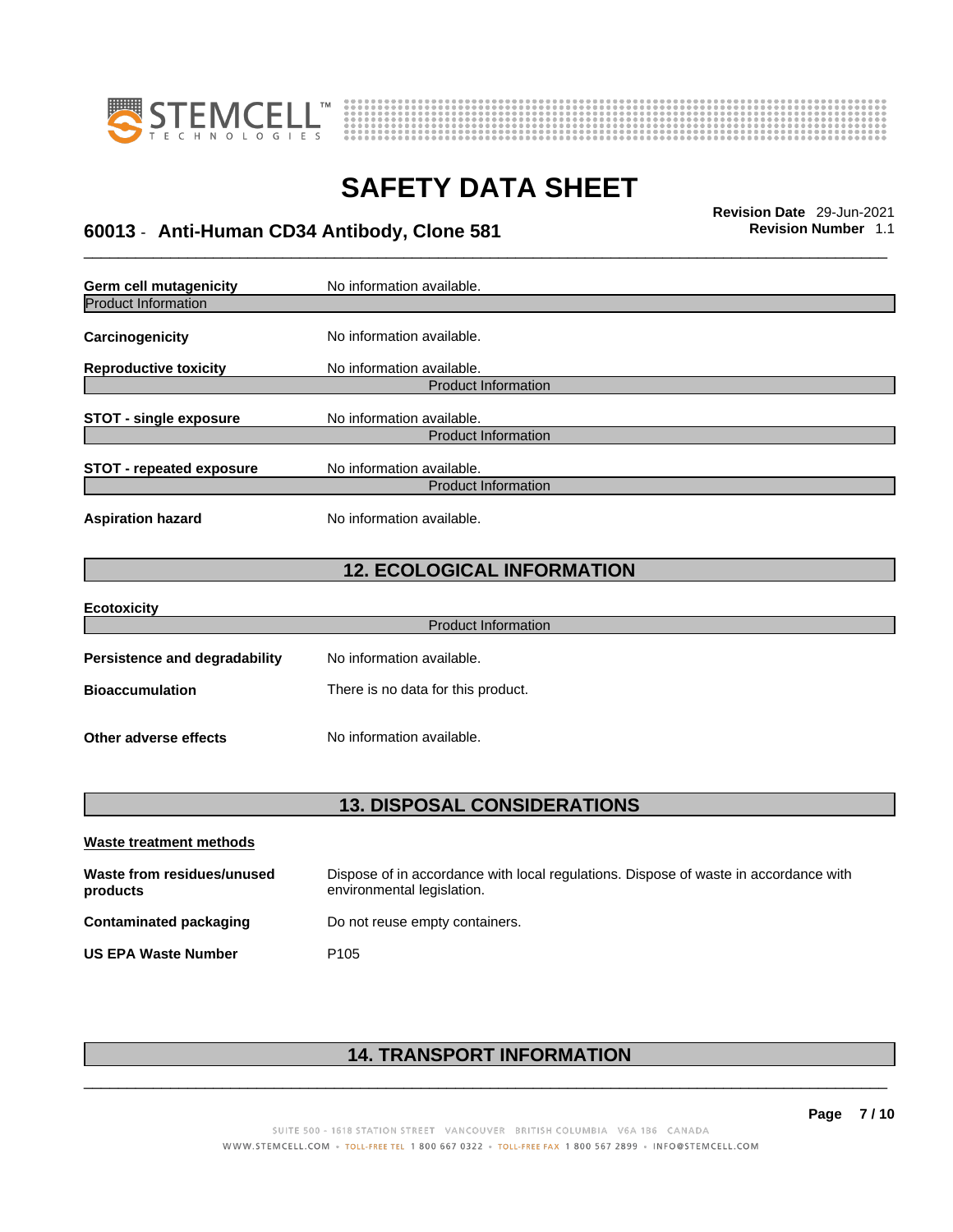| | |
|---|---|
| **Germ cell mutagenicity** | No information available. |

Product Information

| | |
|---|---|
| **Carcinogenicity** | No information available. |
| **Reproductive toxicity** | No information available. |

Product Information

| | |
|---|---|
| **STOT - single exposure** | No information available. |

Product Information

| | |
|---|---|
| **STOT - repeated exposure** | No information available. |

Product Information

| | |
|---|---|
| **Aspiration hazard** | No information available. |

## 12. ECOLOGICAL INFORMATION

**Ecotoxicity**

Product Information

| | |
|---|---|
| **Persistence and degradability** | No information available. |
| **Bioaccumulation** | There is no data for this product. |
| **Other adverse effects** | No information available. |

## 13. DISPOSAL CONSIDERATIONS

**Waste treatment methods**

| | |
|---|---|
| **Waste from residues/unused products** | Dispose of in accordance with local regulations. Dispose of waste in accordance with environmental legislation. |
| **Contaminated packaging** | Do not reuse empty containers. |
| **US EPA Waste Number** | P105 |

## 14. TRANSPORT INFORMATION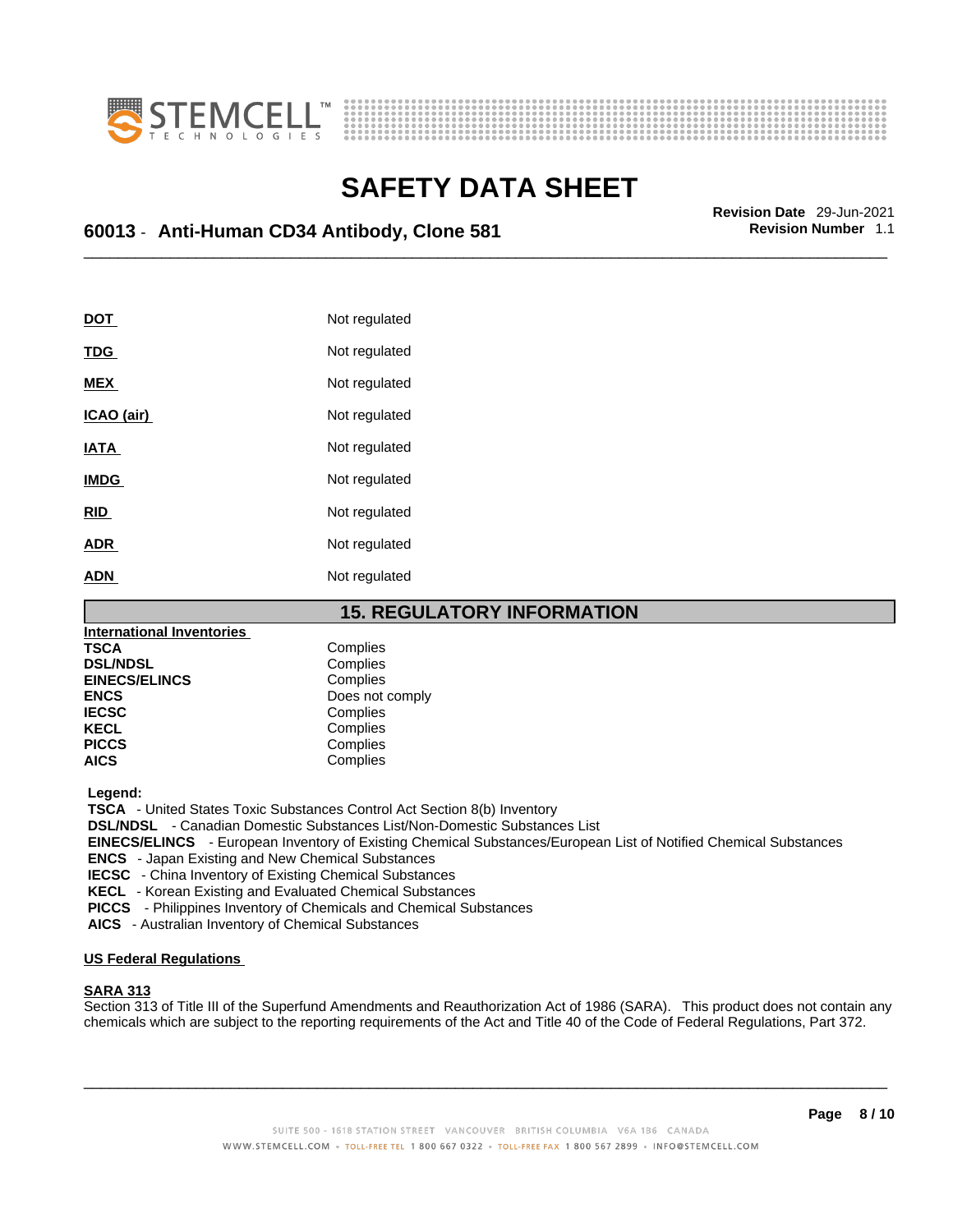| | |
|---|---|
| **DOT** | Not regulated |
| **TDG** | Not regulated |
| **MEX** | Not regulated |
| **ICAO (air)** | Not regulated |
| **IATA** | Not regulated |
| **IMDG** | Not regulated |
| **RID** | Not regulated |
| **ADR** | Not regulated |
| **ADN** | Not regulated |

## 15. REGULATORY INFORMATION

**International Inventories**

| | |
|---|---|
| **TSCA** | Complies |
| **DSL/NDSL** | Complies |
| **EINECS/ELINCS** | Complies |
| **ENCS** | Does not comply |
| **IECSC** | Complies |
| **KECL** | Complies |
| **PICCS** | Complies |
| **AICS** | Complies |

**Legend:**

**TSCA** - United States Toxic Substances Control Act Section 8(b) Inventory
**DSL/NDSL** - Canadian Domestic Substances List/Non-Domestic Substances List
**EINECS/ELINCS** - European Inventory of Existing Chemical Substances/European List of Notified Chemical Substances
**ENCS** - Japan Existing and New Chemical Substances
**IECSC** - China Inventory of Existing Chemical Substances
**KECL** - Korean Existing and Evaluated Chemical Substances
**PICCS** - Philippines Inventory of Chemicals and Chemical Substances
**AICS** - Australian Inventory of Chemical Substances

**US Federal Regulations**

**SARA 313**

Section 313 of Title III of the Superfund Amendments and Reauthorization Act of 1986 (SARA). This product does not contain any chemicals which are subject to the reporting requirements of the Act and Title 40 of the Code of Federal Regulations, Part 372.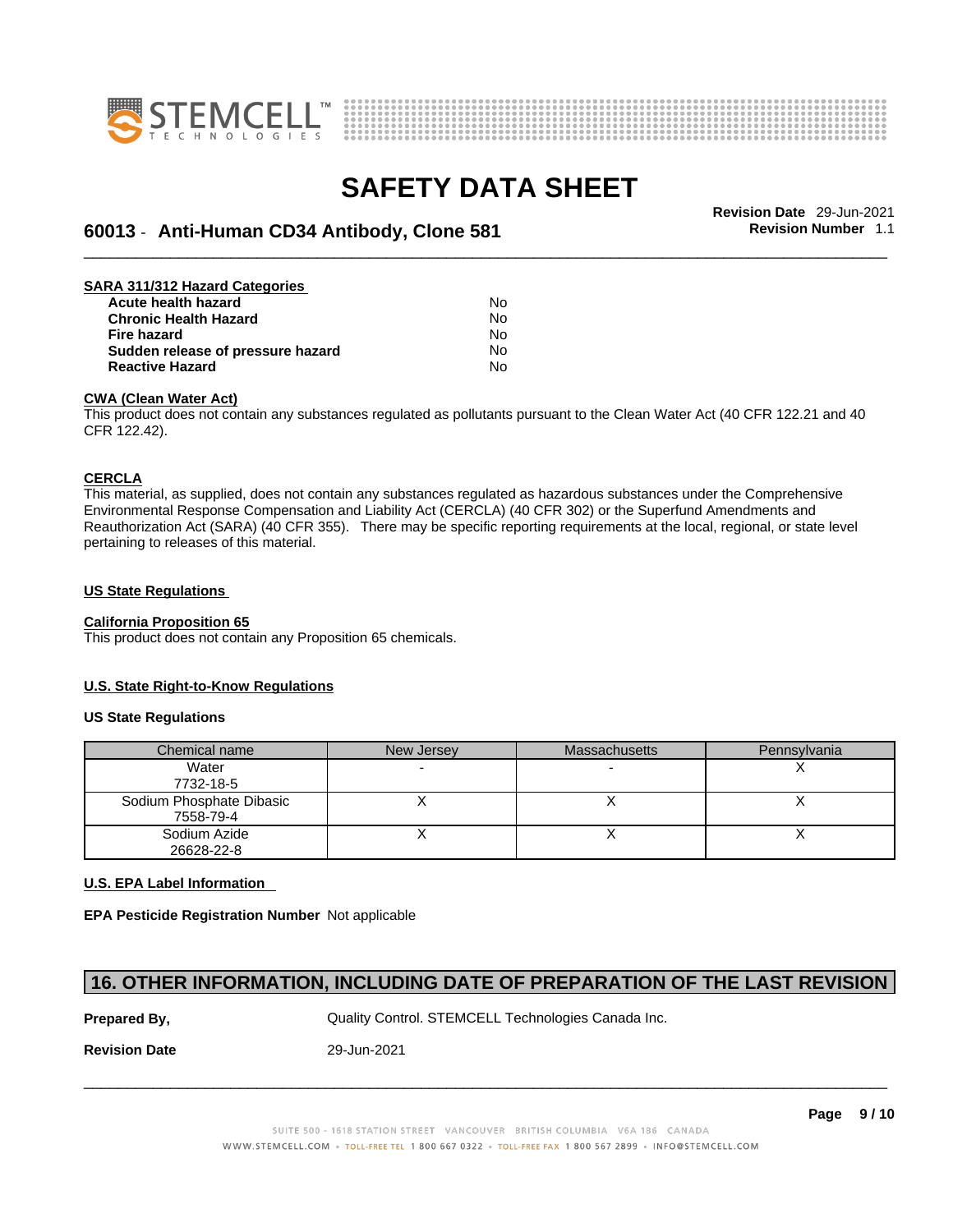**SARA 311/312 Hazard Categories**

| | |
|---|---|
| **Acute health hazard** | No |
| **Chronic Health Hazard** | No |
| **Fire hazard** | No |
| **Sudden release of pressure hazard** | No |
| **Reactive Hazard** | No |

**CWA (Clean Water Act)**

This product does not contain any substances regulated as pollutants pursuant to the Clean Water Act (40 CFR 122.21 and 40 CFR 122.42).

**CERCLA**

This material, as supplied, does not contain any substances regulated as hazardous substances under the Comprehensive Environmental Response Compensation and Liability Act (CERCLA) (40 CFR 302) or the Superfund Amendments and Reauthorization Act (SARA) (40 CFR 355). There may be specific reporting requirements at the local, regional, or state level pertaining to releases of this material.

**US State Regulations**

**California Proposition 65**

This product does not contain any Proposition 65 chemicals.

**U.S. State Right-to-Know Regulations**

**US State Regulations**

| Chemical name | New Jersey | Massachusetts | Pennsylvania |
|---|---|---|---|
| Water 7732-18-5 | - | - | X |
| Sodium Phosphate Dibasic 7558-79-4 | X | X | X |
| Sodium Azide 26628-22-8 | X | X | X |

**U.S. EPA Label Information**

**EPA Pesticide Registration Number** Not applicable

## 16. OTHER INFORMATION, INCLUDING DATE OF PREPARATION OF THE LAST REVISION

**Prepared By,** Quality Control. STEMCELL Technologies Canada Inc.

**Revision Date** 29-Jun-2021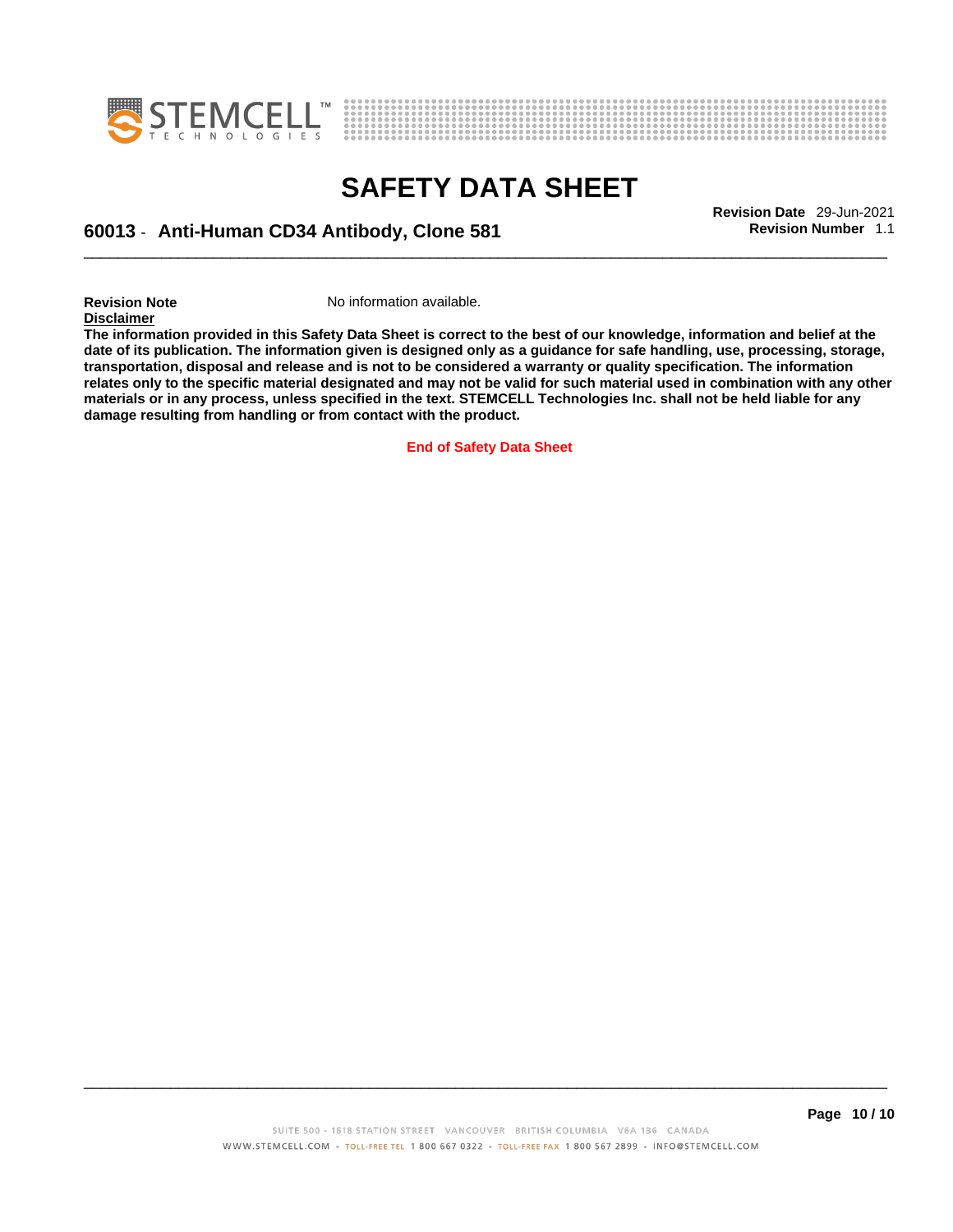# SAFETY DATA SHEET

## 60013 - Anti-Human CD34 Antibody, Clone 581

**Revision Date** 29-Jun-2021
**Revision Number** 1.1

**Revision Note** No information available.

**Disclaimer**

**The information provided in this Safety Data Sheet is correct to the best of our knowledge, information and belief at the date of its publication. The information given is designed only as a guidance for safe handling, use, processing, storage, transportation, disposal and release and is not to be considered a warranty or quality specification. The information relates only to the specific material designated and may not be valid for such material used in combination with any other materials or in any process, unless specified in the text. STEMCELL Technologies Inc. shall not be held liable for any damage resulting from handling or from contact with the product.**

**End of Safety Data Sheet**